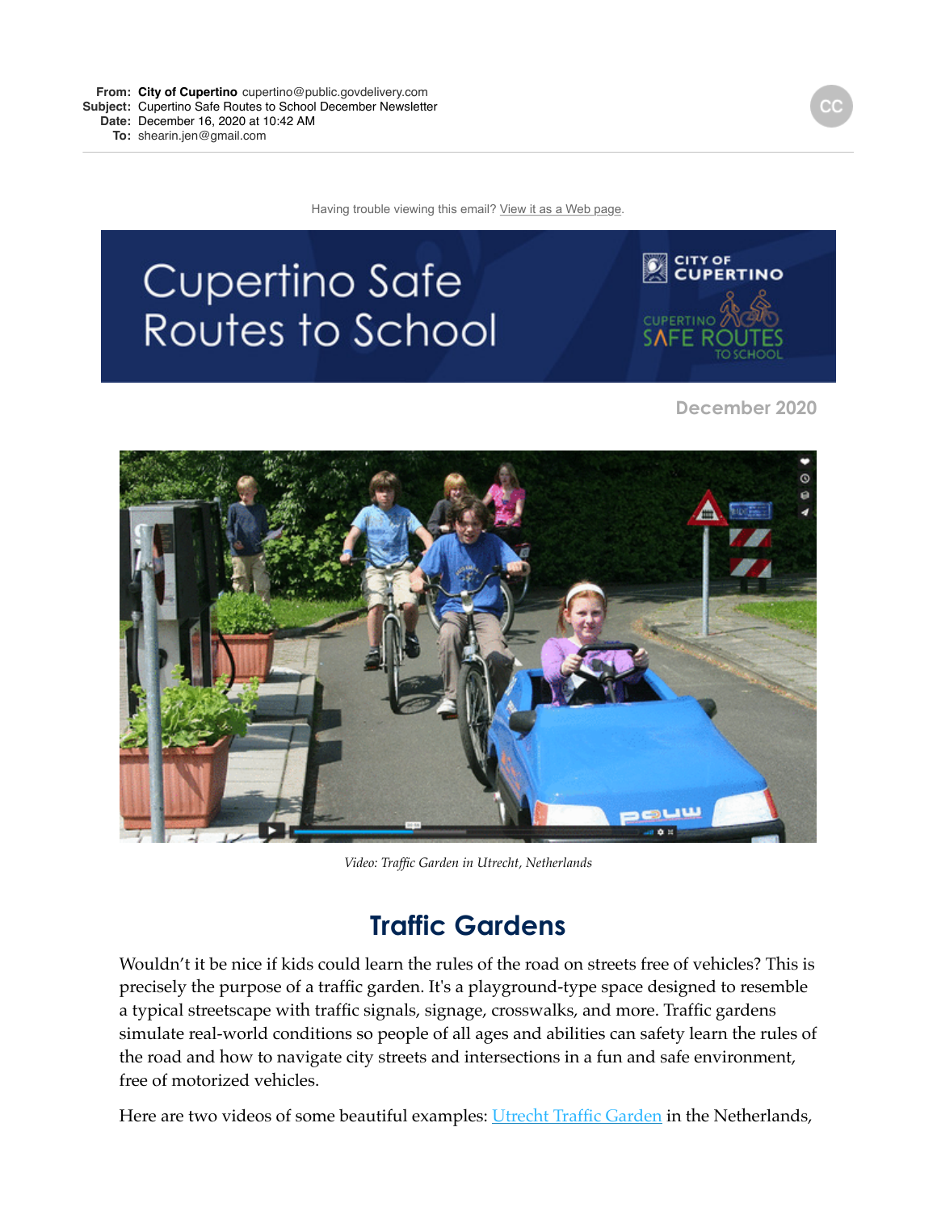**From:** **City of Cupertino** cupertino@public.govdelivery.com
**Subject:** Cupertino Safe Routes to School December Newsletter
**Date:** December 16, 2020 at 10:42 AM
**To:** shearin.jen@gmail.com

Having trouble viewing this email? [View it as a Web page](#).

# Cupertino Safe Routes to School

December 2020

*Video: Traffic Garden in Utrecht, Netherlands*

## Traffic Gardens

Wouldn't it be nice if kids could learn the rules of the road on streets free of vehicles? This is precisely the purpose of a traffic garden. It's a playground-type space designed to resemble a typical streetscape with traffic signals, signage, crosswalks, and more. Traffic gardens simulate real-world conditions so people of all ages and abilities can safety learn the rules of the road and how to navigate city streets and intersections in a fun and safe environment, free of motorized vehicles.

Here are two videos of some beautiful examples: [Utrecht Traffic Garden](#) in the Netherlands,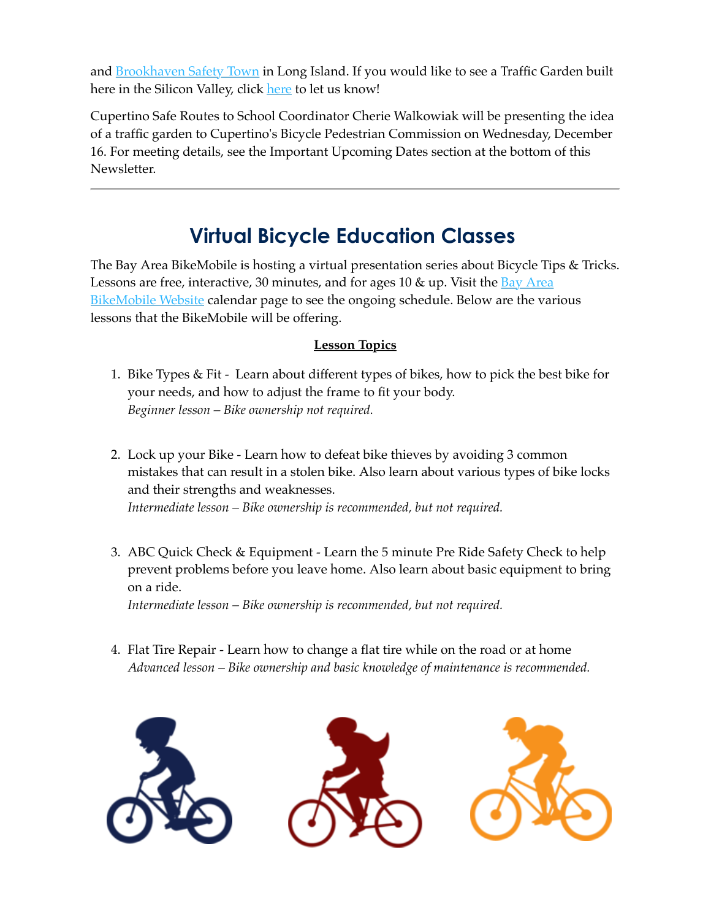and [Brookhaven Safety Town](#) in Long Island. If you would like to see a Traffic Garden built here in the Silicon Valley, click [here](#) to let us know!

Cupertino Safe Routes to School Coordinator Cherie Walkowiak will be presenting the idea of a traffic garden to Cupertino's Bicycle Pedestrian Commission on Wednesday, December 16. For meeting details, see the Important Upcoming Dates section at the bottom of this Newsletter.

---

## Virtual Bicycle Education Classes

The Bay Area BikeMobile is hosting a virtual presentation series about Bicycle Tips & Tricks. Lessons are free, interactive, 30 minutes, and for ages 10 & up. Visit the [Bay Area BikeMobile Website](#) calendar page to see the ongoing schedule. Below are the various lessons that the BikeMobile will be offering.

**Lesson Topics**

1. Bike Types & Fit - Learn about different types of bikes, how to pick the best bike for your needs, and how to adjust the frame to fit your body.
   *Beginner lesson – Bike ownership not required.*

2. Lock up your Bike - Learn how to defeat bike thieves by avoiding 3 common mistakes that can result in a stolen bike. Also learn about various types of bike locks and their strengths and weaknesses.
   *Intermediate lesson – Bike ownership is recommended, but not required.*

3. ABC Quick Check & Equipment - Learn the 5 minute Pre Ride Safety Check to help prevent problems before you leave home. Also learn about basic equipment to bring on a ride.
   *Intermediate lesson – Bike ownership is recommended, but not required.*

4. Flat Tire Repair - Learn how to change a flat tire while on the road or at home
   *Advanced lesson – Bike ownership and basic knowledge of maintenance is recommended.*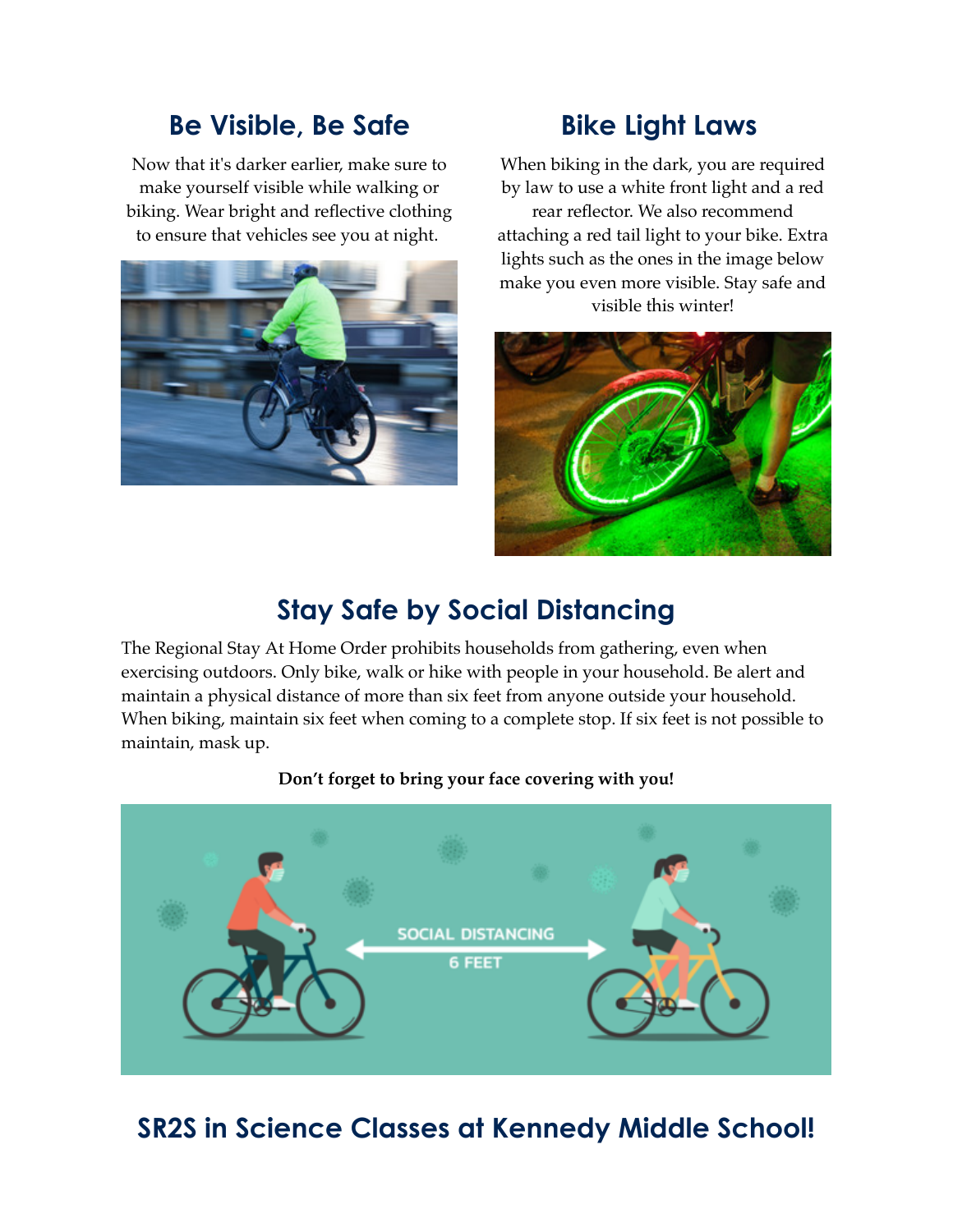## Be Visible, Be Safe

Now that it's darker earlier, make sure to make yourself visible while walking or biking. Wear bright and reflective clothing to ensure that vehicles see you at night.

## Bike Light Laws

When biking in the dark, you are required by law to use a white front light and a red rear reflector. We also recommend attaching a red tail light to your bike. Extra lights such as the ones in the image below make you even more visible. Stay safe and visible this winter!

## Stay Safe by Social Distancing

The Regional Stay At Home Order prohibits households from gathering, even when exercising outdoors. Only bike, walk or hike with people in your household. Be alert and maintain a physical distance of more than six feet from anyone outside your household. When biking, maintain six feet when coming to a complete stop. If six feet is not possible to maintain, mask up.

**Don't forget to bring your face covering with you!**

## SR2S in Science Classes at Kennedy Middle School!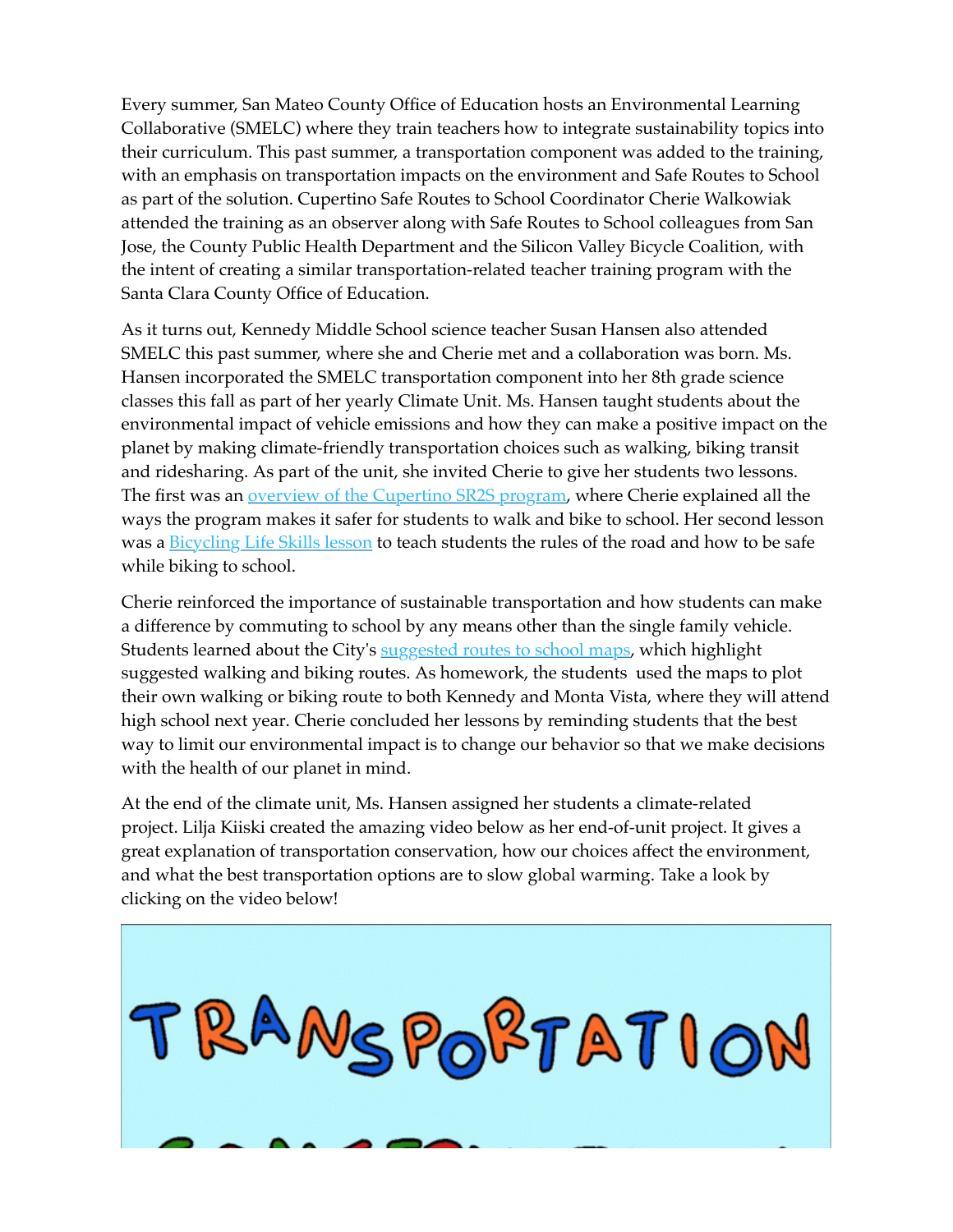Every summer, San Mateo County Office of Education hosts an Environmental Learning Collaborative (SMELC) where they train teachers how to integrate sustainability topics into their curriculum. This past summer, a transportation component was added to the training, with an emphasis on transportation impacts on the environment and Safe Routes to School as part of the solution. Cupertino Safe Routes to School Coordinator Cherie Walkowiak attended the training as an observer along with Safe Routes to School colleagues from San Jose, the County Public Health Department and the Silicon Valley Bicycle Coalition, with the intent of creating a similar transportation-related teacher training program with the Santa Clara County Office of Education.

As it turns out, Kennedy Middle School science teacher Susan Hansen also attended SMELC this past summer, where she and Cherie met and a collaboration was born. Ms. Hansen incorporated the SMELC transportation component into her 8th grade science classes this fall as part of her yearly Climate Unit. Ms. Hansen taught students about the environmental impact of vehicle emissions and how they can make a positive impact on the planet by making climate-friendly transportation choices such as walking, biking transit and ridesharing. As part of the unit, she invited Cherie to give her students two lessons. The first was an overview of the Cupertino SR2S program, where Cherie explained all the ways the program makes it safer for students to walk and bike to school. Her second lesson was a Bicycling Life Skills lesson to teach students the rules of the road and how to be safe while biking to school.

Cherie reinforced the importance of sustainable transportation and how students can make a difference by commuting to school by any means other than the single family vehicle. Students learned about the City's suggested routes to school maps, which highlight suggested walking and biking routes. As homework, the students used the maps to plot their own walking or biking route to both Kennedy and Monta Vista, where they will attend high school next year. Cherie concluded her lessons by reminding students that the best way to limit our environmental impact is to change our behavior so that we make decisions with the health of our planet in mind.

At the end of the climate unit, Ms. Hansen assigned her students a climate-related project. Lilja Kiiski created the amazing video below as her end-of-unit project. It gives a great explanation of transportation conservation, how our choices affect the environment, and what the best transportation options are to slow global warming. Take a look by clicking on the video below!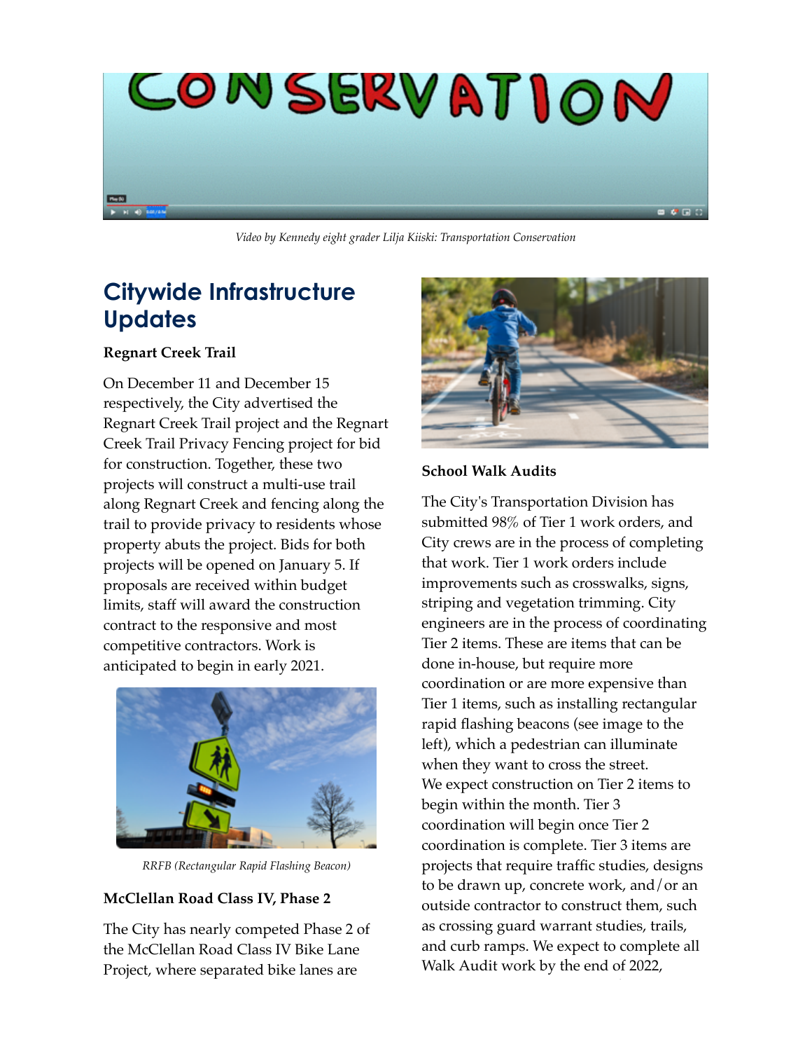*Video by Kennedy eight grader Lilja Kiiski: Transportation Conservation*

## Citywide Infrastructure Updates

**Regnart Creek Trail**

On December 11 and December 15 respectively, the City advertised the Regnart Creek Trail project and the Regnart Creek Trail Privacy Fencing project for bid for construction. Together, these two projects will construct a multi-use trail along Regnart Creek and fencing along the trail to provide privacy to residents whose property abuts the project. Bids for both projects will be opened on January 5. If proposals are received within budget limits, staff will award the construction contract to the responsive and most competitive contractors. Work is anticipated to begin in early 2021.

*RRFB (Rectangular Rapid Flashing Beacon)*

**McClellan Road Class IV, Phase 2**

The City has nearly competed Phase 2 of the McClellan Road Class IV Bike Lane Project, where separated bike lanes are

**School Walk Audits**

The City's Transportation Division has submitted 98% of Tier 1 work orders, and City crews are in the process of completing that work. Tier 1 work orders include improvements such as crosswalks, signs, striping and vegetation trimming. City engineers are in the process of coordinating Tier 2 items. These are items that can be done in-house, but require more coordination or are more expensive than Tier 1 items, such as installing rectangular rapid flashing beacons (see image to the left), which a pedestrian can illuminate when they want to cross the street. We expect construction on Tier 2 items to begin within the month. Tier 3 coordination will begin once Tier 2 coordination is complete. Tier 3 items are projects that require traffic studies, designs to be drawn up, concrete work, and/or an outside contractor to construct them, such as crossing guard warrant studies, trails, and curb ramps. We expect to complete all Walk Audit work by the end of 2022,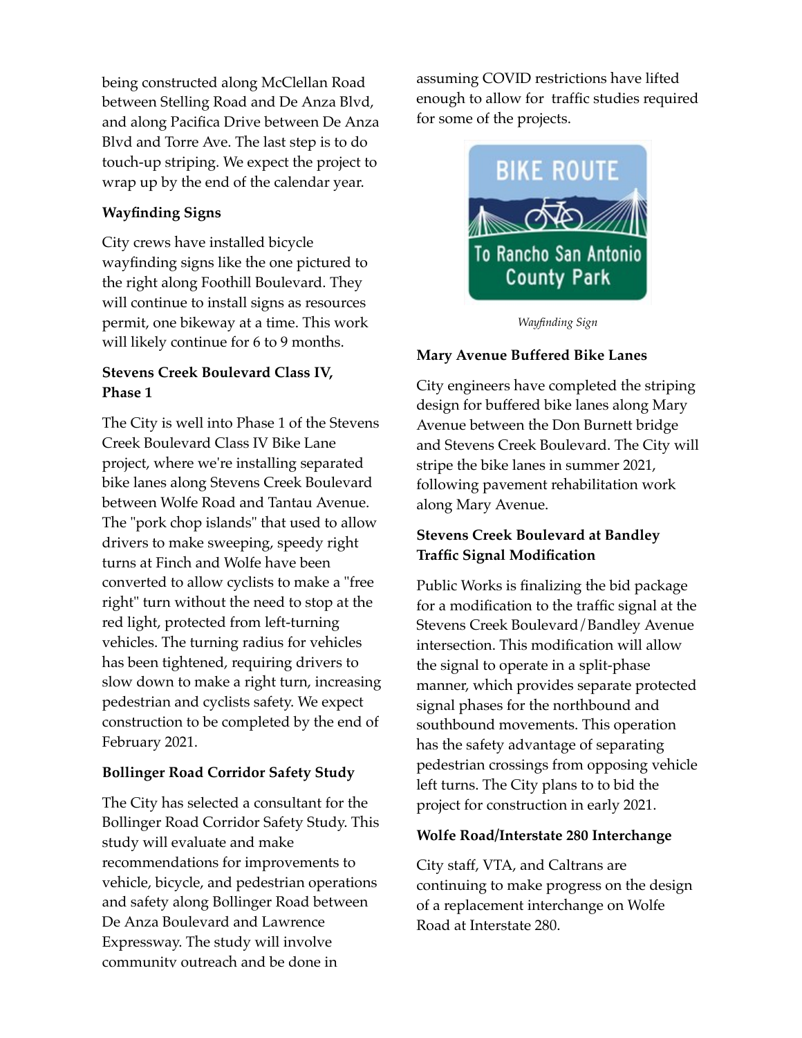being constructed along McClellan Road between Stelling Road and De Anza Blvd, and along Pacifica Drive between De Anza Blvd and Torre Ave. The last step is to do touch-up striping. We expect the project to wrap up by the end of the calendar year.

### Wayfinding Signs

City crews have installed bicycle wayfinding signs like the one pictured to the right along Foothill Boulevard. They will continue to install signs as resources permit, one bikeway at a time. This work will likely continue for 6 to 9 months.

### Stevens Creek Boulevard Class IV, Phase 1

The City is well into Phase 1 of the Stevens Creek Boulevard Class IV Bike Lane project, where we're installing separated bike lanes along Stevens Creek Boulevard between Wolfe Road and Tantau Avenue. The "pork chop islands" that used to allow drivers to make sweeping, speedy right turns at Finch and Wolfe have been converted to allow cyclists to make a "free right" turn without the need to stop at the red light, protected from left-turning vehicles. The turning radius for vehicles has been tightened, requiring drivers to slow down to make a right turn, increasing pedestrian and cyclists safety. We expect construction to be completed by the end of February 2021.

### Bollinger Road Corridor Safety Study

The City has selected a consultant for the Bollinger Road Corridor Safety Study. This study will evaluate and make recommendations for improvements to vehicle, bicycle, and pedestrian operations and safety along Bollinger Road between De Anza Boulevard and Lawrence Expressway. The study will involve community outreach and be done in assuming COVID restrictions have lifted enough to allow for traffic studies required for some of the projects.

*Wayfinding Sign*

### Mary Avenue Buffered Bike Lanes

City engineers have completed the striping design for buffered bike lanes along Mary Avenue between the Don Burnett bridge and Stevens Creek Boulevard. The City will stripe the bike lanes in summer 2021, following pavement rehabilitation work along Mary Avenue.

### Stevens Creek Boulevard at Bandley Traffic Signal Modification

Public Works is finalizing the bid package for a modification to the traffic signal at the Stevens Creek Boulevard/Bandley Avenue intersection. This modification will allow the signal to operate in a split-phase manner, which provides separate protected signal phases for the northbound and southbound movements. This operation has the safety advantage of separating pedestrian crossings from opposing vehicle left turns. The City plans to to bid the project for construction in early 2021.

### Wolfe Road/Interstate 280 Interchange

City staff, VTA, and Caltrans are continuing to make progress on the design of a replacement interchange on Wolfe Road at Interstate 280.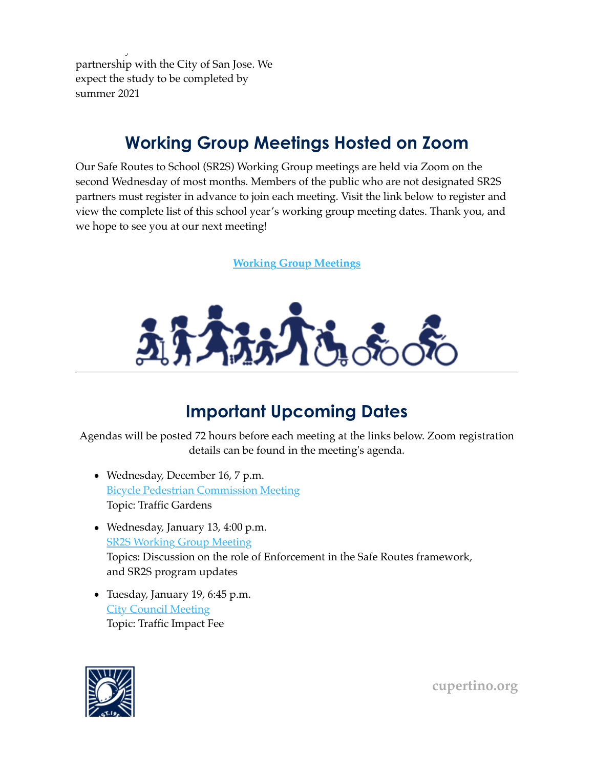partnership with the City of San Jose. We expect the study to be completed by summer 2021

## Working Group Meetings Hosted on Zoom

Our Safe Routes to School (SR2S) Working Group meetings are held via Zoom on the second Wednesday of most months. Members of the public who are not designated SR2S partners must register in advance to join each meeting. Visit the link below to register and view the complete list of this school year's working group meeting dates. Thank you, and we hope to see you at our next meeting!

**Working Group Meetings**

---

## Important Upcoming Dates

Agendas will be posted 72 hours before each meeting at the links below. Zoom registration details can be found in the meeting's agenda.

- Wednesday, December 16, 7 p.m.
  Bicycle Pedestrian Commission Meeting
  Topic: Traffic Gardens
- Wednesday, January 13, 4:00 p.m.
  SR2S Working Group Meeting
  Topics: Discussion on the role of Enforcement in the Safe Routes framework, and SR2S program updates
- Tuesday, January 19, 6:45 p.m.
  City Council Meeting
  Topic: Traffic Impact Fee

cupertino.org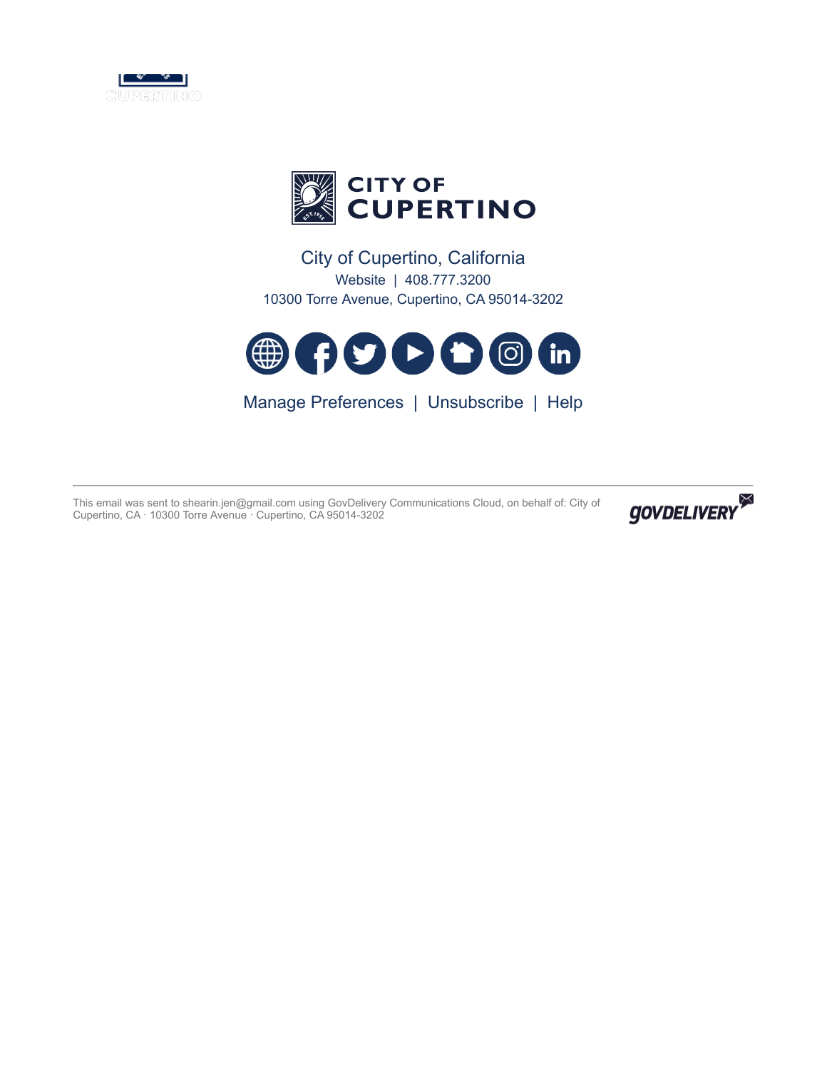CUPERTINO

CITY OF CUPERTINO

City of Cupertino, California

Website | 408.777.3200

10300 Torre Avenue, Cupertino, CA 95014-3202

Manage Preferences | Unsubscribe | Help

---

This email was sent to shearin.jen@gmail.com using GovDelivery Communications Cloud, on behalf of: City of Cupertino, CA · 10300 Torre Avenue · Cupertino, CA 95014-3202

GOVDELIVERY